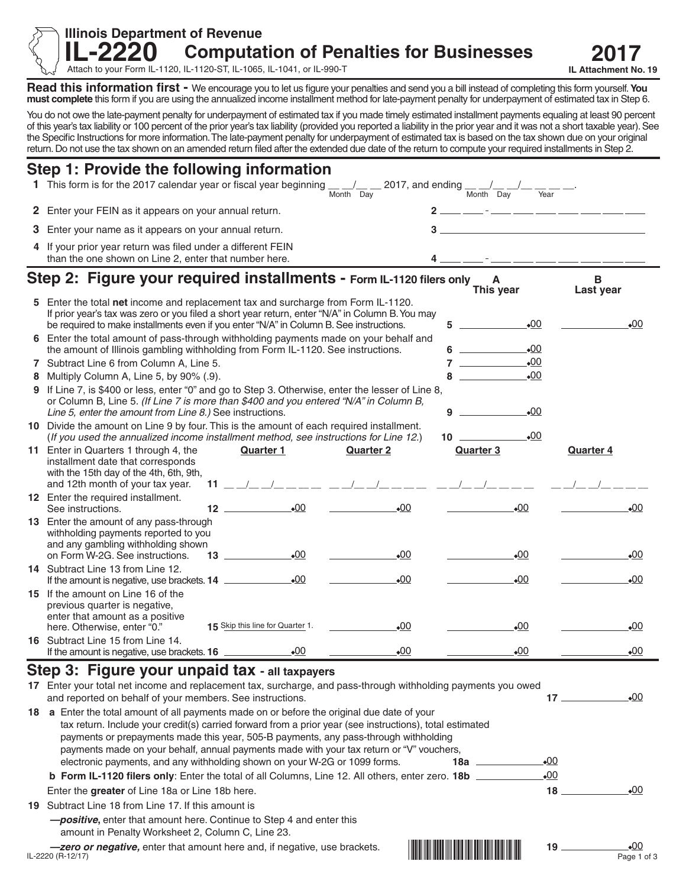Illinois Department of Revenue

# IL-2220 Computation of Penalties for Businesses

**2017**

Attach to your Form IL-1120, IL-1120-ST, IL-1065, IL-1041, or IL-990-T

IL Attachment No. 19

**Read this information first -** We encourage you to let us figure your penalties and send you a bill instead of completing this form yourself. **You must complete** this form if you are using the annualized income installment method for late-payment penalty for underpayment of estimated tax in Step 6.

You do not owe the late-payment penalty for underpayment of estimated tax if you made timely estimated installment payments equaling at least 90 percent of this year's tax liability or 100 percent of the prior year's tax liability (provided you reported a liability in the prior year and it was not a short taxable year). See the Specific Instructions for more information. The late-payment penalty for underpayment of estimated tax is based on the tax shown due on your original return. Do not use the tax shown on an amended return filed after the extended due date of the return to compute your required installments in Step 2.

## Step 1: Provide the following information

**1** This form is for the 2017 calendar year or fiscal year beginning __ __/__ __ (Month Day) 2017, and ending __ __/__ __/__ __ __ __ (Month Day Year).

**2** Enter your FEIN as it appears on your annual return. **2** __ __ - __ __ __ __ __ __ __

**3** Enter your name as it appears on your annual return. **3** ____________________

**4** If your prior year return was filed under a different FEIN than the one shown on Line 2, enter that number here. **4** __ __ - __ __ __ __ __ __ __

## Step 2: Figure your required installments - Form IL-1120 filers only

| | | A This year | B Last year |
|---|---|---|---|
| **5** | Enter the total **net** income and replacement tax and surcharge from Form IL-1120. If prior year's tax was zero or you filed a short year return, enter "N/A" in Column B. You may be required to make installments even if you enter "N/A" in Column B. See instructions. | **5** ______ .00 | ______ .00 |
| **6** | Enter the total amount of pass-through withholding payments made on your behalf and the amount of Illinois gambling withholding from Form IL-1120. See instructions. | **6** ______ .00 | |
| **7** | Subtract Line 6 from Column A, Line 5. | **7** ______ .00 | |
| **8** | Multiply Column A, Line 5, by 90% (.9). | **8** ______ .00 | |
| **9** | If Line 7, is $400 or less, enter "0" and go to Step 3. Otherwise, enter the lesser of Line 8, or Column B, Line 5. *(If Line 7 is more than $400 and you entered "N/A" in Column B, Line 5, enter the amount from Line 8.)* See instructions. | **9** ______ .00 | |
| **10** | Divide the amount on Line 9 by four. This is the amount of each required installment. (*If you used the annualized income installment method, see instructions for Line 12.*) | **10** ______ .00 | |

| | | Quarter 1 | Quarter 2 | Quarter 3 | Quarter 4 |
|---|---|---|---|---|---|
| **11** | Enter in Quarters 1 through 4, the installment date that corresponds with the 15th day of the 4th, 6th, 9th, and 12th month of your tax year. | __ __/__ __/__ __ __ __ | __ __/__ __/__ __ __ __ | __ __/__ __/__ __ __ __ | __ __/__ __/__ __ __ __ |
| **12** | Enter the required installment. See instructions. | .00 | .00 | .00 | .00 |
| **13** | Enter the amount of any pass-through withholding payments reported to you and any gambling withholding shown on Form W-2G. See instructions. | .00 | .00 | .00 | .00 |
| **14** | Subtract Line 13 from Line 12. If the amount is negative, use brackets. | .00 | .00 | .00 | .00 |
| **15** | If the amount on Line 16 of the previous quarter is negative, enter that amount as a positive here. Otherwise, enter "0." | Skip this line for Quarter 1. | .00 | .00 | .00 |
| **16** | Subtract Line 15 from Line 14. If the amount is negative, use brackets. | .00 | .00 | .00 | .00 |

## Step 3: Figure your unpaid tax - all taxpayers

**17** Enter your total net income and replacement tax, surcharge, and pass-through withholding payments you owed and reported on behalf of your members. See instructions. **17** ______ .00

**18 a** Enter the total amount of all payments made on or before the original due date of your tax return. Include your credit(s) carried forward from a prior year (see instructions), total estimated payments or prepayments made this year, 505-B payments, any pass-through withholding payments made on your behalf, annual payments made with your tax return or "V" vouchers, electronic payments, and any withholding shown on your W-2G or 1099 forms. **18a** ______ .00

**b** **Form IL-1120 filers only**: Enter the total of all Columns, Line 12. All others, enter zero. **18b** ______ .00

Enter the **greater** of Line 18a or Line 18b here. **18** ______ .00

**19** Subtract Line 18 from Line 17. If this amount is

—***positive***, enter that amount here. Continue to Step 4 and enter this amount in Penalty Worksheet 2, Column C, Line 23.

—***zero or negative,*** enter that amount here and, if negative, use brackets. **19** ______ .00

IL-2220 (R-12/17)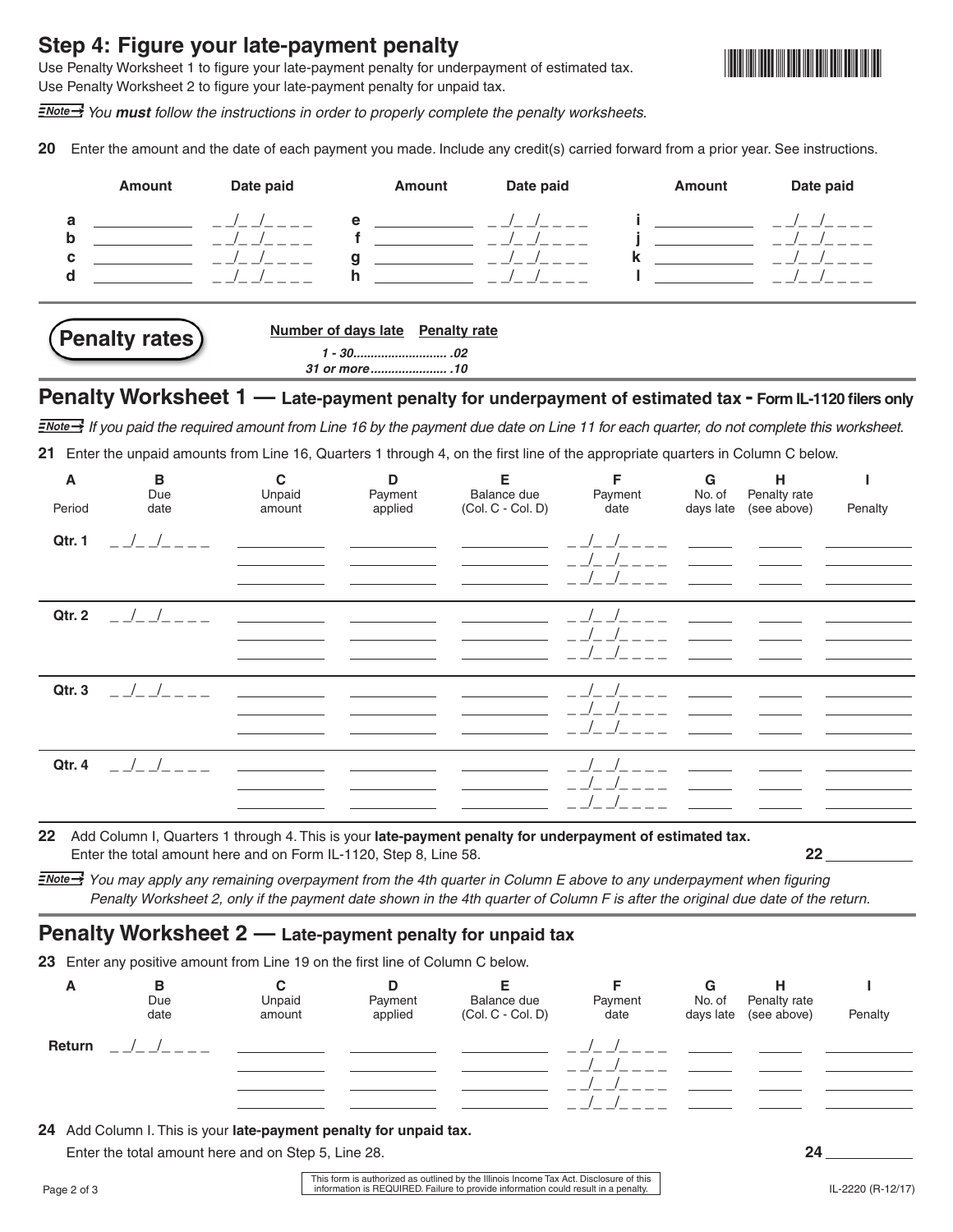## Step 4: Figure your late-payment penalty

Use Penalty Worksheet 1 to figure your late-payment penalty for underpayment of estimated tax.
Use Penalty Worksheet 2 to figure your late-payment penalty for unpaid tax.

**Note** *You **must** follow the instructions in order to properly complete the penalty worksheets.*

**20** Enter the amount and the date of each payment you made. Include any credit(s) carried forward from a prior year. See instructions.

| | Amount | Date paid | | Amount | Date paid | | Amount | Date paid |
|---|---|---|---|---|---|---|---|---|
| a | ________ | __/__/____ | e | ________ | __/__/____ | i | ________ | __/__/____ |
| b | ________ | __/__/____ | f | ________ | __/__/____ | j | ________ | __/__/____ |
| c | ________ | __/__/____ | g | ________ | __/__/____ | k | ________ | __/__/____ |
| d | ________ | __/__/____ | h | ________ | __/__/____ | l | ________ | __/__/____ |

### Penalty rates

| Number of days late | Penalty rate |
|---|---|
| 1 - 30 | .02 |
| 31 or more | .10 |

## Penalty Worksheet 1 — Late-payment penalty for underpayment of estimated tax - Form IL-1120 filers only

**Note** *If you paid the required amount from Line 16 by the payment due date on Line 11 for each quarter, do not complete this worksheet.*

**21** Enter the unpaid amounts from Line 16, Quarters 1 through 4, on the first line of the appropriate quarters in Column C below.

| A<br>Period | B<br>Due date | C<br>Unpaid amount | D<br>Payment applied | E<br>Balance due (Col. C - Col. D) | F<br>Payment date | G<br>No. of days late | H<br>Penalty rate (see above) | I<br>Penalty |
|---|---|---|---|---|---|---|---|---|
| Qtr. 1 | __/__/____ | | | | __/__/____ | | | |
| | | | | | __/__/____ | | | |
| | | | | | __/__/____ | | | |
| Qtr. 2 | __/__/____ | | | | __/__/____ | | | |
| | | | | | __/__/____ | | | |
| | | | | | __/__/____ | | | |
| Qtr. 3 | __/__/____ | | | | __/__/____ | | | |
| | | | | | __/__/____ | | | |
| | | | | | __/__/____ | | | |
| Qtr. 4 | __/__/____ | | | | __/__/____ | | | |
| | | | | | __/__/____ | | | |
| | | | | | __/__/____ | | | |

**22** Add Column I, Quarters 1 through 4. This is your **late-payment penalty for underpayment of estimated tax.** Enter the total amount here and on Form IL-1120, Step 8, Line 58. **22** ________

**Note** *You may apply any remaining overpayment from the 4th quarter in Column E above to any underpayment when figuring Penalty Worksheet 2, only if the payment date shown in the 4th quarter of Column F is after the original due date of the return.*

## Penalty Worksheet 2 — Late-payment penalty for unpaid tax

**23** Enter any positive amount from Line 19 on the first line of Column C below.

| A | B<br>Due date | C<br>Unpaid amount | D<br>Payment applied | E<br>Balance due (Col. C - Col. D) | F<br>Payment date | G<br>No. of days late | H<br>Penalty rate (see above) | I<br>Penalty |
|---|---|---|---|---|---|---|---|---|
| Return | __/__/____ | | | | __/__/____ | | | |
| | | | | | __/__/____ | | | |
| | | | | | __/__/____ | | | |
| | | | | | __/__/____ | | | |

**24** Add Column I. This is your **late-payment penalty for unpaid tax.**
Enter the total amount here and on Step 5, Line 28. **24** ________

This form is authorized as outlined by the Illinois Income Tax Act. Disclosure of this information is REQUIRED. Failure to provide information could result in a penalty.

IL-2220 (R-12/17)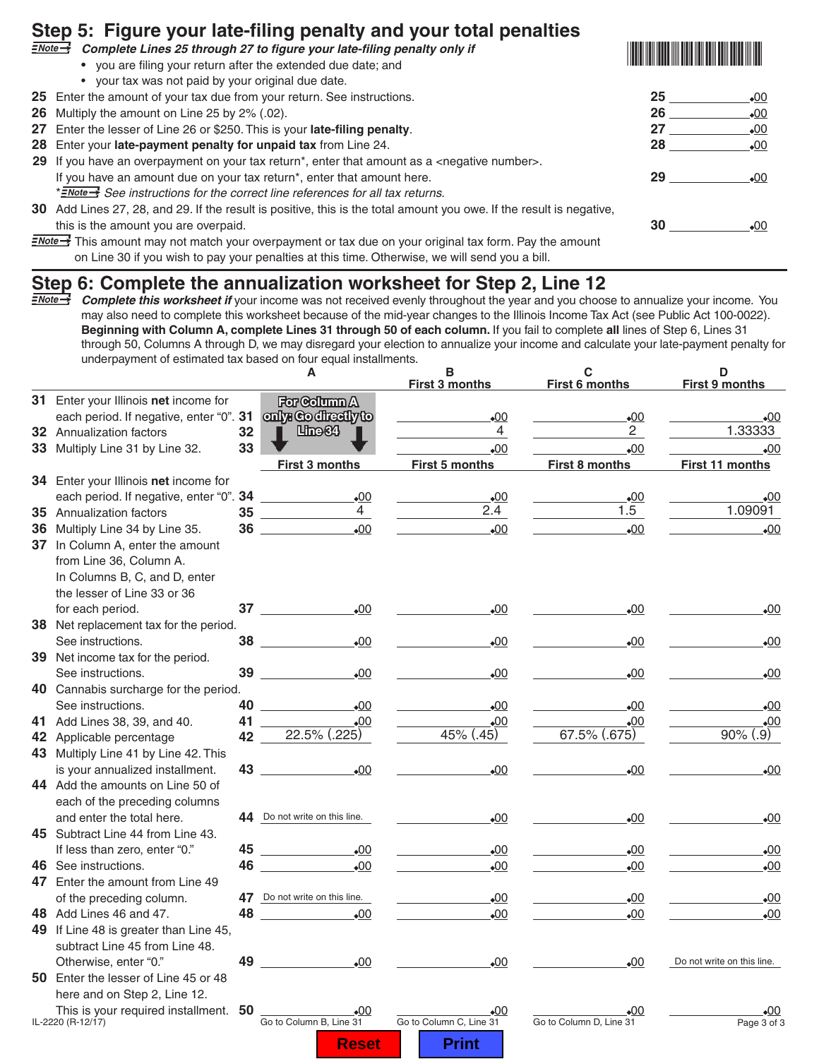## Step 5: Figure your late-filing penalty and your total penalties

**Note** *Complete Lines 25 through 27 to figure your late-filing penalty only if*

- you are filing your return after the extended due date; and
- your tax was not paid by your original due date.

| | | | |
|---|---|---|---|
| **25** | Enter the amount of your tax due from your return. See instructions. | 25 | .00 |
| **26** | Multiply the amount on Line 25 by 2% (.02). | 26 | .00 |
| **27** | Enter the lesser of Line 26 or $250. This is your **late-filing penalty**. | 27 | .00 |
| **28** | Enter your **late-payment penalty for unpaid tax** from Line 24. | 28 | .00 |
| **29** | If you have an overpayment on your tax return*, enter that amount as a <negative number>. If you have an amount due on your tax return*, enter that amount here. *Note See instructions for the correct line references for all tax returns. | 29 | .00 |
| **30** | Add Lines 27, 28, and 29. If the result is positive, this is the total amount you owe. If the result is negative, this is the amount you are overpaid. | 30 | .00 |

**Note** This amount may not match your overpayment or tax due on your original tax form. Pay the amount on Line 30 if you wish to pay your penalties at this time. Otherwise, we will send you a bill.

## Step 6: Complete the annualization worksheet for Step 2, Line 12

**Note** ***Complete this worksheet if*** your income was not received evenly throughout the year and you choose to annualize your income. You may also need to complete this worksheet because of the mid-year changes to the Illinois Income Tax Act (see Public Act 100-0022). **Beginning with Column A, complete Lines 31 through 50 of each column.** If you fail to complete **all** lines of Step 6, Lines 31 through 50, Columns A through D, we may disregard your election to annualize your income and calculate your late-payment penalty for underpayment of estimated tax based on four equal installments.

| | | | A | B | C | D |
|---|---|---|---|---|---|---|
| | | | | **First 3 months** | **First 6 months** | **First 9 months** |
| **31** | Enter your Illinois **net** income for each period. If negative, enter "0". | 31 | For Column A only: Go directly to Line 34 | .00 | .00 | .00 |
| **32** | Annualization factors | 32 | | 4 | 2 | 1.33333 |
| **33** | Multiply Line 31 by Line 32. | 33 | | .00 | .00 | .00 |
| | | | **First 3 months** | **First 5 months** | **First 8 months** | **First 11 months** |
| **34** | Enter your Illinois **net** income for each period. If negative, enter "0". | 34 | .00 | .00 | .00 | .00 |
| **35** | Annualization factors | 35 | 4 | 2.4 | 1.5 | 1.09091 |
| **36** | Multiply Line 34 by Line 35. | 36 | .00 | .00 | .00 | .00 |
| **37** | In Column A, enter the amount from Line 36, Column A. In Columns B, C, and D, enter the lesser of Line 33 or 36 for each period. | 37 | .00 | .00 | .00 | .00 |
| **38** | Net replacement tax for the period. See instructions. | 38 | .00 | .00 | .00 | .00 |
| **39** | Net income tax for the period. See instructions. | 39 | .00 | .00 | .00 | .00 |
| **40** | Cannabis surcharge for the period. See instructions. | 40 | .00 | .00 | .00 | .00 |
| **41** | Add Lines 38, 39, and 40. | 41 | .00 | .00 | .00 | .00 |
| **42** | Applicable percentage | 42 | 22.5% (.225) | 45% (.45) | 67.5% (.675) | 90% (.9) |
| **43** | Multiply Line 41 by Line 42. This is your annualized installment. | 43 | .00 | .00 | .00 | .00 |
| **44** | Add the amounts on Line 50 of each of the preceding columns and enter the total here. | 44 | Do not write on this line. | .00 | .00 | .00 |
| **45** | Subtract Line 44 from Line 43. If less than zero, enter "0." | 45 | .00 | .00 | .00 | .00 |
| **46** | See instructions. | 46 | .00 | .00 | .00 | .00 |
| **47** | Enter the amount from Line 49 of the preceding column. | 47 | Do not write on this line. | .00 | .00 | .00 |
| **48** | Add Lines 46 and 47. | 48 | .00 | .00 | .00 | .00 |
| **49** | If Line 48 is greater than Line 45, subtract Line 45 from Line 48. Otherwise, enter "0." | 49 | .00 | .00 | .00 | Do not write on this line. |
| **50** | Enter the lesser of Line 45 or 48 here and on Step 2, Line 12. This is your required installment. | 50 | .00 | .00 | .00 | .00 |
| | | | Go to Column B, Line 31 | Go to Column C, Line 31 | Go to Column D, Line 31 | |

IL-2220 (R-12/17)

Reset | Print